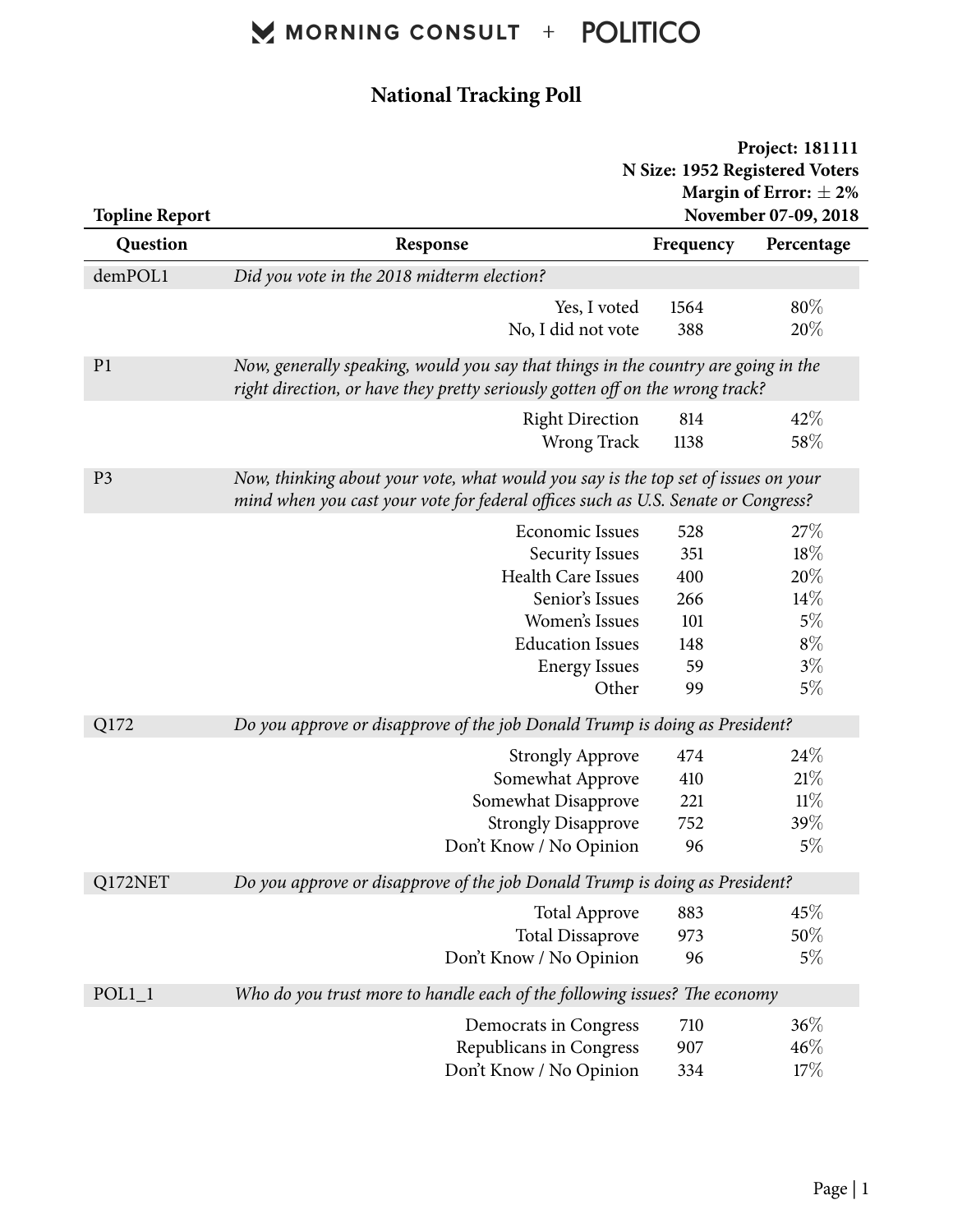MORNING CONSULT + POLITICO

# National Tracking Poll

**Project: 181111**
**N Size: 1952 Registered Voters**
**Margin of Error: ± 2%**
**November 07-09, 2018**

**Topline Report**

| Question | Response | Frequency | Percentage |
|---|---|---|---|
| demPOL1 | *Did you vote in the 2018 midterm election?* | | |
| | Yes, I voted | 1564 | 80% |
| | No, I did not vote | 388 | 20% |
| P1 | *Now, generally speaking, would you say that things in the country are going in the right direction, or have they pretty seriously gotten off on the wrong track?* | | |
| | Right Direction | 814 | 42% |
| | Wrong Track | 1138 | 58% |
| P3 | *Now, thinking about your vote, what would you say is the top set of issues on your mind when you cast your vote for federal offices such as U.S. Senate or Congress?* | | |
| | Economic Issues | 528 | 27% |
| | Security Issues | 351 | 18% |
| | Health Care Issues | 400 | 20% |
| | Senior's Issues | 266 | 14% |
| | Women's Issues | 101 | 5% |
| | Education Issues | 148 | 8% |
| | Energy Issues | 59 | 3% |
| | Other | 99 | 5% |
| Q172 | *Do you approve or disapprove of the job Donald Trump is doing as President?* | | |
| | Strongly Approve | 474 | 24% |
| | Somewhat Approve | 410 | 21% |
| | Somewhat Disapprove | 221 | 11% |
| | Strongly Disapprove | 752 | 39% |
| | Don't Know / No Opinion | 96 | 5% |
| Q172NET | *Do you approve or disapprove of the job Donald Trump is doing as President?* | | |
| | Total Approve | 883 | 45% |
| | Total Dissaprove | 973 | 50% |
| | Don't Know / No Opinion | 96 | 5% |
| POL1_1 | *Who do you trust more to handle each of the following issues? The economy* | | |
| | Democrats in Congress | 710 | 36% |
| | Republicans in Congress | 907 | 46% |
| | Don't Know / No Opinion | 334 | 17% |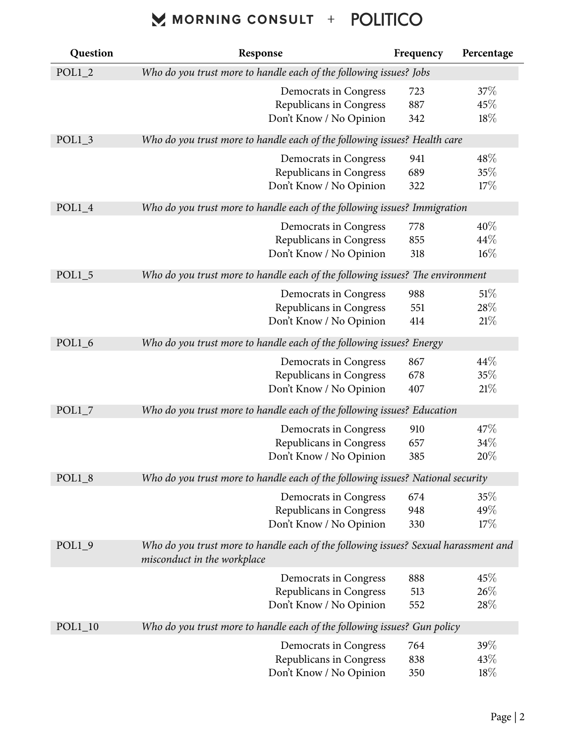| Question | Response | Frequency | Percentage |
|---|---|---|---|
| POL1_2 | *Who do you trust more to handle each of the following issues? Jobs* | | |
| | Democrats in Congress | 723 | 37% |
| | Republicans in Congress | 887 | 45% |
| | Don't Know / No Opinion | 342 | 18% |
| POL1_3 | *Who do you trust more to handle each of the following issues? Health care* | | |
| | Democrats in Congress | 941 | 48% |
| | Republicans in Congress | 689 | 35% |
| | Don't Know / No Opinion | 322 | 17% |
| POL1_4 | *Who do you trust more to handle each of the following issues? Immigration* | | |
| | Democrats in Congress | 778 | 40% |
| | Republicans in Congress | 855 | 44% |
| | Don't Know / No Opinion | 318 | 16% |
| POL1_5 | *Who do you trust more to handle each of the following issues? The environment* | | |
| | Democrats in Congress | 988 | 51% |
| | Republicans in Congress | 551 | 28% |
| | Don't Know / No Opinion | 414 | 21% |
| POL1_6 | *Who do you trust more to handle each of the following issues? Energy* | | |
| | Democrats in Congress | 867 | 44% |
| | Republicans in Congress | 678 | 35% |
| | Don't Know / No Opinion | 407 | 21% |
| POL1_7 | *Who do you trust more to handle each of the following issues? Education* | | |
| | Democrats in Congress | 910 | 47% |
| | Republicans in Congress | 657 | 34% |
| | Don't Know / No Opinion | 385 | 20% |
| POL1_8 | *Who do you trust more to handle each of the following issues? National security* | | |
| | Democrats in Congress | 674 | 35% |
| | Republicans in Congress | 948 | 49% |
| | Don't Know / No Opinion | 330 | 17% |
| POL1_9 | *Who do you trust more to handle each of the following issues? Sexual harassment and misconduct in the workplace* | | |
| | Democrats in Congress | 888 | 45% |
| | Republicans in Congress | 513 | 26% |
| | Don't Know / No Opinion | 552 | 28% |
| POL1_10 | *Who do you trust more to handle each of the following issues? Gun policy* | | |
| | Democrats in Congress | 764 | 39% |
| | Republicans in Congress | 838 | 43% |
| | Don't Know / No Opinion | 350 | 18% |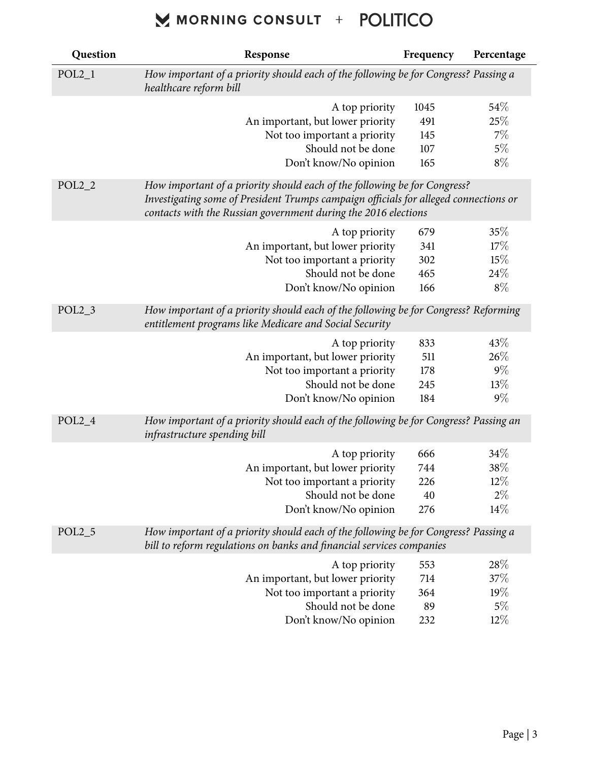| Question | Response | Frequency | Percentage |
|---|---|---|---|
| POL2_1 | *How important of a priority should each of the following be for Congress? Passing a healthcare reform bill* | | |
| | A top priority | 1045 | 54% |
| | An important, but lower priority | 491 | 25% |
| | Not too important a priority | 145 | 7% |
| | Should not be done | 107 | 5% |
| | Don't know/No opinion | 165 | 8% |
| POL2_2 | *How important of a priority should each of the following be for Congress? Investigating some of President Trumps campaign officials for alleged connections or contacts with the Russian government during the 2016 elections* | | |
| | A top priority | 679 | 35% |
| | An important, but lower priority | 341 | 17% |
| | Not too important a priority | 302 | 15% |
| | Should not be done | 465 | 24% |
| | Don't know/No opinion | 166 | 8% |
| POL2_3 | *How important of a priority should each of the following be for Congress? Reforming entitlement programs like Medicare and Social Security* | | |
| | A top priority | 833 | 43% |
| | An important, but lower priority | 511 | 26% |
| | Not too important a priority | 178 | 9% |
| | Should not be done | 245 | 13% |
| | Don't know/No opinion | 184 | 9% |
| POL2_4 | *How important of a priority should each of the following be for Congress? Passing an infrastructure spending bill* | | |
| | A top priority | 666 | 34% |
| | An important, but lower priority | 744 | 38% |
| | Not too important a priority | 226 | 12% |
| | Should not be done | 40 | 2% |
| | Don't know/No opinion | 276 | 14% |
| POL2_5 | *How important of a priority should each of the following be for Congress? Passing a bill to reform regulations on banks and financial services companies* | | |
| | A top priority | 553 | 28% |
| | An important, but lower priority | 714 | 37% |
| | Not too important a priority | 364 | 19% |
| | Should not be done | 89 | 5% |
| | Don't know/No opinion | 232 | 12% |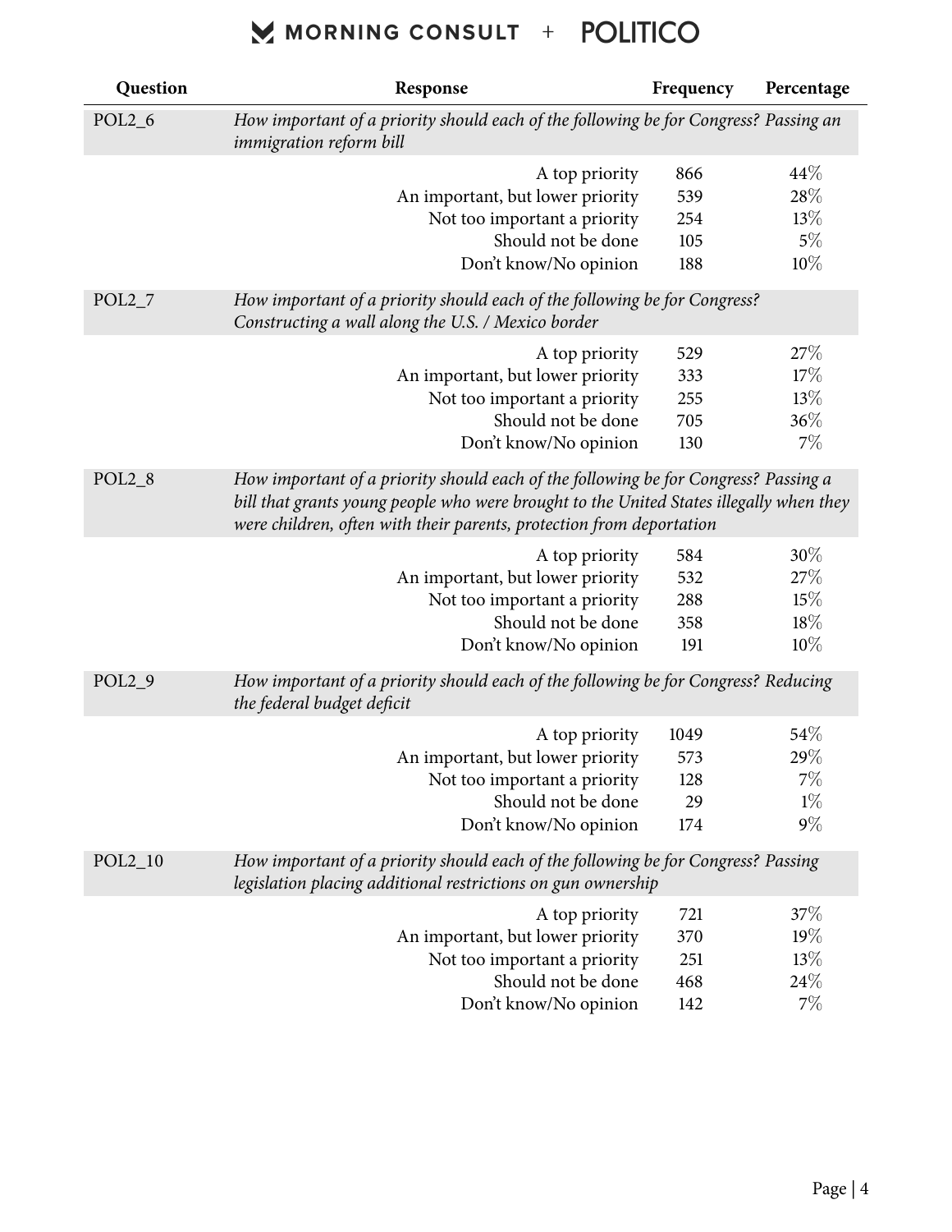| Question | Response | Frequency | Percentage |
|---|---|---|---|
| POL2_6 | *How important of a priority should each of the following be for Congress? Passing an immigration reform bill* | | |
| | A top priority | 866 | 44% |
| | An important, but lower priority | 539 | 28% |
| | Not too important a priority | 254 | 13% |
| | Should not be done | 105 | 5% |
| | Don't know/No opinion | 188 | 10% |
| POL2_7 | *How important of a priority should each of the following be for Congress? Constructing a wall along the U.S. / Mexico border* | | |
| | A top priority | 529 | 27% |
| | An important, but lower priority | 333 | 17% |
| | Not too important a priority | 255 | 13% |
| | Should not be done | 705 | 36% |
| | Don't know/No opinion | 130 | 7% |
| POL2_8 | *How important of a priority should each of the following be for Congress? Passing a bill that grants young people who were brought to the United States illegally when they were children, often with their parents, protection from deportation* | | |
| | A top priority | 584 | 30% |
| | An important, but lower priority | 532 | 27% |
| | Not too important a priority | 288 | 15% |
| | Should not be done | 358 | 18% |
| | Don't know/No opinion | 191 | 10% |
| POL2_9 | *How important of a priority should each of the following be for Congress? Reducing the federal budget deficit* | | |
| | A top priority | 1049 | 54% |
| | An important, but lower priority | 573 | 29% |
| | Not too important a priority | 128 | 7% |
| | Should not be done | 29 | 1% |
| | Don't know/No opinion | 174 | 9% |
| POL2_10 | *How important of a priority should each of the following be for Congress? Passing legislation placing additional restrictions on gun ownership* | | |
| | A top priority | 721 | 37% |
| | An important, but lower priority | 370 | 19% |
| | Not too important a priority | 251 | 13% |
| | Should not be done | 468 | 24% |
| | Don't know/No opinion | 142 | 7% |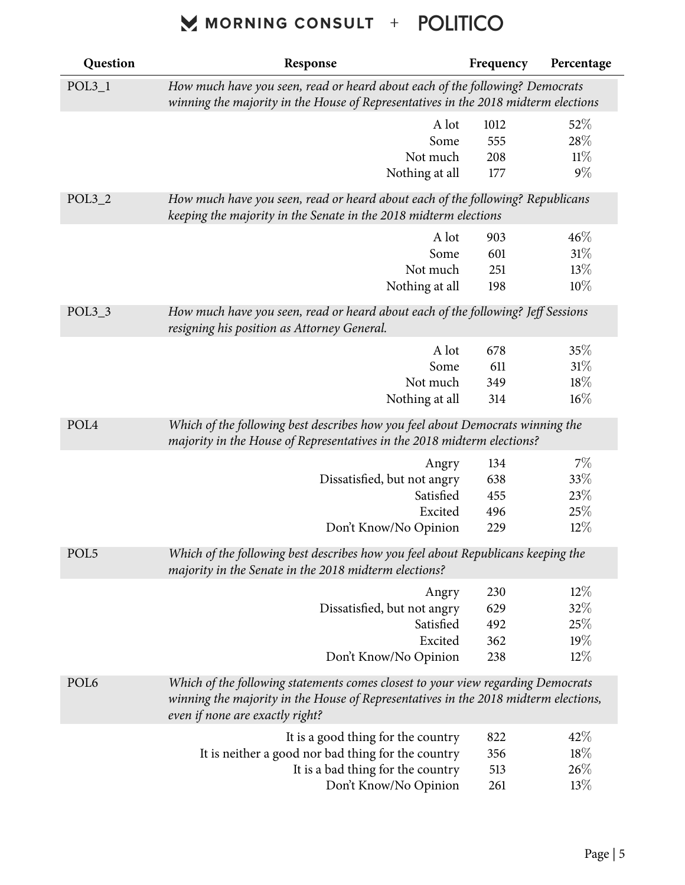| Question | Response | Frequency | Percentage |
|---|---|---|---|
| POL3_1 | *How much have you seen, read or heard about each of the following? Democrats winning the majority in the House of Representatives in the 2018 midterm elections* | | |
| | A lot | 1012 | 52% |
| | Some | 555 | 28% |
| | Not much | 208 | 11% |
| | Nothing at all | 177 | 9% |
| POL3_2 | *How much have you seen, read or heard about each of the following? Republicans keeping the majority in the Senate in the 2018 midterm elections* | | |
| | A lot | 903 | 46% |
| | Some | 601 | 31% |
| | Not much | 251 | 13% |
| | Nothing at all | 198 | 10% |
| POL3_3 | *How much have you seen, read or heard about each of the following? Jeff Sessions resigning his position as Attorney General.* | | |
| | A lot | 678 | 35% |
| | Some | 611 | 31% |
| | Not much | 349 | 18% |
| | Nothing at all | 314 | 16% |
| POL4 | *Which of the following best describes how you feel about Democrats winning the majority in the House of Representatives in the 2018 midterm elections?* | | |
| | Angry | 134 | 7% |
| | Dissatisfied, but not angry | 638 | 33% |
| | Satisfied | 455 | 23% |
| | Excited | 496 | 25% |
| | Don't Know/No Opinion | 229 | 12% |
| POL5 | *Which of the following best describes how you feel about Republicans keeping the majority in the Senate in the 2018 midterm elections?* | | |
| | Angry | 230 | 12% |
| | Dissatisfied, but not angry | 629 | 32% |
| | Satisfied | 492 | 25% |
| | Excited | 362 | 19% |
| | Don't Know/No Opinion | 238 | 12% |
| POL6 | *Which of the following statements comes closest to your view regarding Democrats winning the majority in the House of Representatives in the 2018 midterm elections, even if none are exactly right?* | | |
| | It is a good thing for the country | 822 | 42% |
| | It is neither a good nor bad thing for the country | 356 | 18% |
| | It is a bad thing for the country | 513 | 26% |
| | Don't Know/No Opinion | 261 | 13% |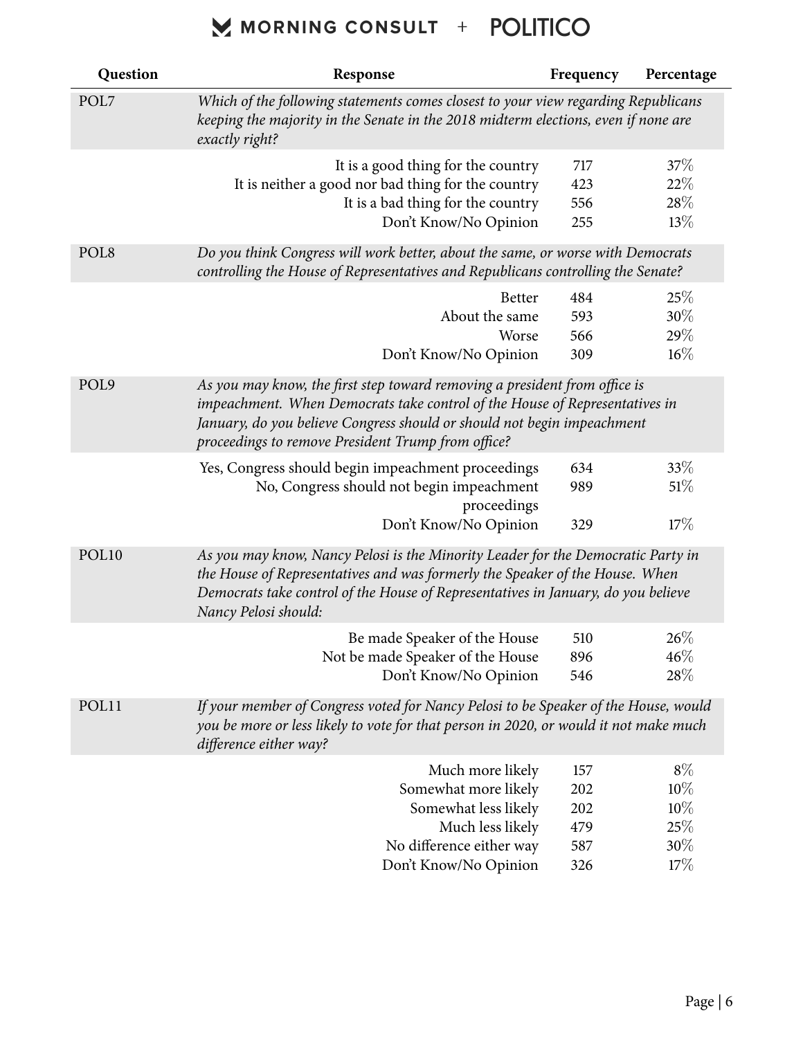| Question | Response | Frequency | Percentage |
|---|---|---|---|
| POL7 | *Which of the following statements comes closest to your view regarding Republicans keeping the majority in the Senate in the 2018 midterm elections, even if none are exactly right?* | | |
| | It is a good thing for the country | 717 | 37% |
| | It is neither a good nor bad thing for the country | 423 | 22% |
| | It is a bad thing for the country | 556 | 28% |
| | Don't Know/No Opinion | 255 | 13% |
| POL8 | *Do you think Congress will work better, about the same, or worse with Democrats controlling the House of Representatives and Republicans controlling the Senate?* | | |
| | Better | 484 | 25% |
| | About the same | 593 | 30% |
| | Worse | 566 | 29% |
| | Don't Know/No Opinion | 309 | 16% |
| POL9 | *As you may know, the first step toward removing a president from office is impeachment. When Democrats take control of the House of Representatives in January, do you believe Congress should or should not begin impeachment proceedings to remove President Trump from office?* | | |
| | Yes, Congress should begin impeachment proceedings | 634 | 33% |
| | No, Congress should not begin impeachment proceedings | 989 | 51% |
| | Don't Know/No Opinion | 329 | 17% |
| POL10 | *As you may know, Nancy Pelosi is the Minority Leader for the Democratic Party in the House of Representatives and was formerly the Speaker of the House. When Democrats take control of the House of Representatives in January, do you believe Nancy Pelosi should:* | | |
| | Be made Speaker of the House | 510 | 26% |
| | Not be made Speaker of the House | 896 | 46% |
| | Don't Know/No Opinion | 546 | 28% |
| POL11 | *If your member of Congress voted for Nancy Pelosi to be Speaker of the House, would you be more or less likely to vote for that person in 2020, or would it not make much difference either way?* | | |
| | Much more likely | 157 | 8% |
| | Somewhat more likely | 202 | 10% |
| | Somewhat less likely | 202 | 10% |
| | Much less likely | 479 | 25% |
| | No difference either way | 587 | 30% |
| | Don't Know/No Opinion | 326 | 17% |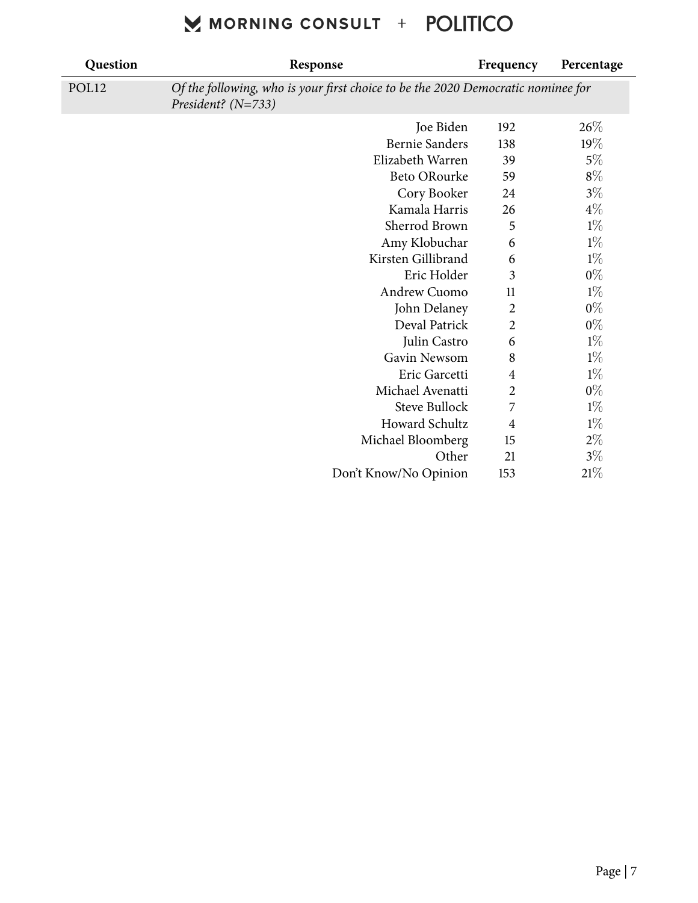| Question | Response | Frequency | Percentage |
|---|---|---|---|
| POL12 | *Of the following, who is your first choice to be the 2020 Democratic nominee for President? (N=733)* | | |
| | Joe Biden | 192 | 26% |
| | Bernie Sanders | 138 | 19% |
| | Elizabeth Warren | 39 | 5% |
| | Beto ORourke | 59 | 8% |
| | Cory Booker | 24 | 3% |
| | Kamala Harris | 26 | 4% |
| | Sherrod Brown | 5 | 1% |
| | Amy Klobuchar | 6 | 1% |
| | Kirsten Gillibrand | 6 | 1% |
| | Eric Holder | 3 | 0% |
| | Andrew Cuomo | 11 | 1% |
| | John Delaney | 2 | 0% |
| | Deval Patrick | 2 | 0% |
| | Julin Castro | 6 | 1% |
| | Gavin Newsom | 8 | 1% |
| | Eric Garcetti | 4 | 1% |
| | Michael Avenatti | 2 | 0% |
| | Steve Bullock | 7 | 1% |
| | Howard Schultz | 4 | 1% |
| | Michael Bloomberg | 15 | 2% |
| | Other | 21 | 3% |
| | Don't Know/No Opinion | 153 | 21% |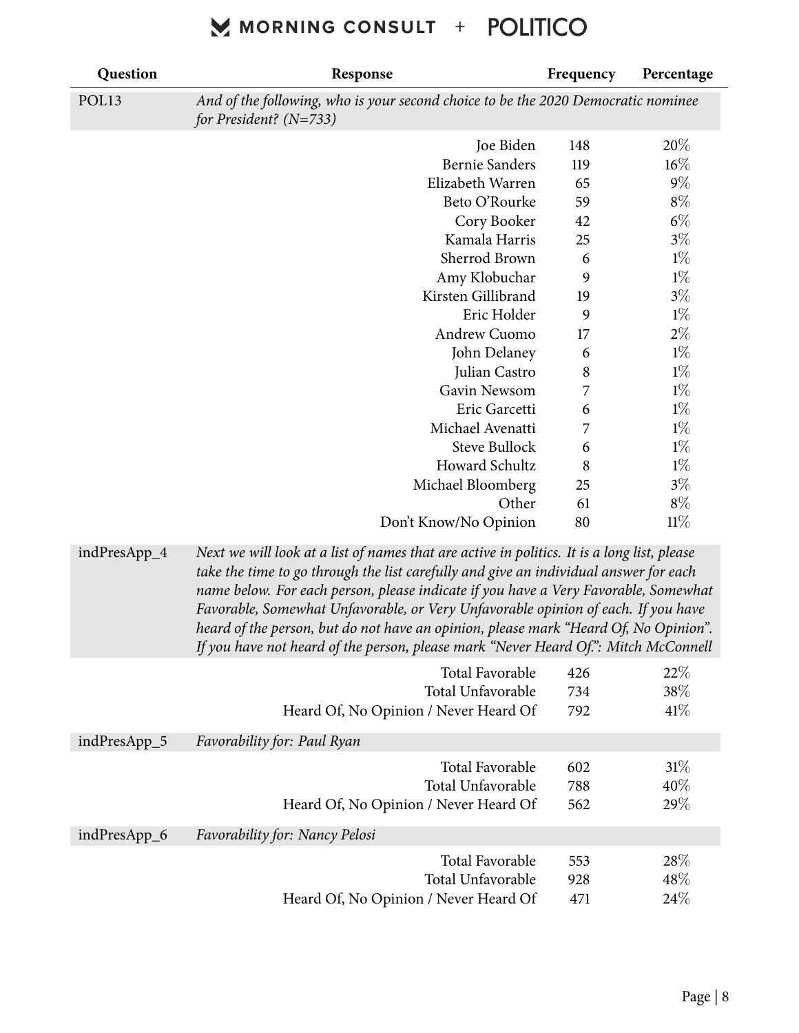| Question | Response | Frequency | Percentage |
|---|---|---|---|
| POL13 | *And of the following, who is your second choice to be the 2020 Democratic nominee for President? (N=733)* | | |
| | Joe Biden | 148 | 20% |
| | Bernie Sanders | 119 | 16% |
| | Elizabeth Warren | 65 | 9% |
| | Beto O'Rourke | 59 | 8% |
| | Cory Booker | 42 | 6% |
| | Kamala Harris | 25 | 3% |
| | Sherrod Brown | 6 | 1% |
| | Amy Klobuchar | 9 | 1% |
| | Kirsten Gillibrand | 19 | 3% |
| | Eric Holder | 9 | 1% |
| | Andrew Cuomo | 17 | 2% |
| | John Delaney | 6 | 1% |
| | Julian Castro | 8 | 1% |
| | Gavin Newsom | 7 | 1% |
| | Eric Garcetti | 6 | 1% |
| | Michael Avenatti | 7 | 1% |
| | Steve Bullock | 6 | 1% |
| | Howard Schultz | 8 | 1% |
| | Michael Bloomberg | 25 | 3% |
| | Other | 61 | 8% |
| | Don't Know/No Opinion | 80 | 11% |
| indPresApp_4 | *Next we will look at a list of names that are active in politics. It is a long list, please take the time to go through the list carefully and give an individual answer for each name below. For each person, please indicate if you have a Very Favorable, Somewhat Favorable, Somewhat Unfavorable, or Very Unfavorable opinion of each. If you have heard of the person, but do not have an opinion, please mark "Heard Of, No Opinion". If you have not heard of the person, please mark "Never Heard Of.": Mitch McConnell* | | |
| | Total Favorable | 426 | 22% |
| | Total Unfavorable | 734 | 38% |
| | Heard Of, No Opinion / Never Heard Of | 792 | 41% |
| indPresApp_5 | *Favorability for: Paul Ryan* | | |
| | Total Favorable | 602 | 31% |
| | Total Unfavorable | 788 | 40% |
| | Heard Of, No Opinion / Never Heard Of | 562 | 29% |
| indPresApp_6 | *Favorability for: Nancy Pelosi* | | |
| | Total Favorable | 553 | 28% |
| | Total Unfavorable | 928 | 48% |
| | Heard Of, No Opinion / Never Heard Of | 471 | 24% |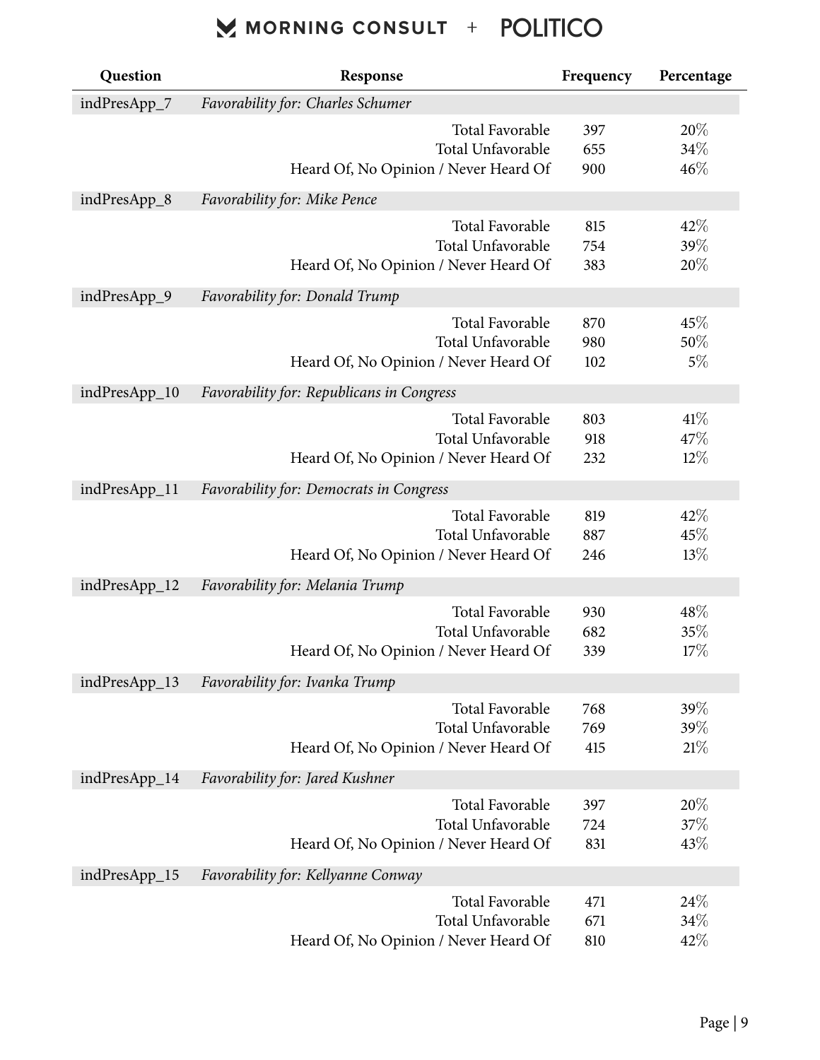| Question | Response | Frequency | Percentage |
|---|---|---|---|
| indPresApp_7 | *Favorability for: Charles Schumer* | | |
| | Total Favorable | 397 | 20% |
| | Total Unfavorable | 655 | 34% |
| | Heard Of, No Opinion / Never Heard Of | 900 | 46% |
| indPresApp_8 | *Favorability for: Mike Pence* | | |
| | Total Favorable | 815 | 42% |
| | Total Unfavorable | 754 | 39% |
| | Heard Of, No Opinion / Never Heard Of | 383 | 20% |
| indPresApp_9 | *Favorability for: Donald Trump* | | |
| | Total Favorable | 870 | 45% |
| | Total Unfavorable | 980 | 50% |
| | Heard Of, No Opinion / Never Heard Of | 102 | 5% |
| indPresApp_10 | *Favorability for: Republicans in Congress* | | |
| | Total Favorable | 803 | 41% |
| | Total Unfavorable | 918 | 47% |
| | Heard Of, No Opinion / Never Heard Of | 232 | 12% |
| indPresApp_11 | *Favorability for: Democrats in Congress* | | |
| | Total Favorable | 819 | 42% |
| | Total Unfavorable | 887 | 45% |
| | Heard Of, No Opinion / Never Heard Of | 246 | 13% |
| indPresApp_12 | *Favorability for: Melania Trump* | | |
| | Total Favorable | 930 | 48% |
| | Total Unfavorable | 682 | 35% |
| | Heard Of, No Opinion / Never Heard Of | 339 | 17% |
| indPresApp_13 | *Favorability for: Ivanka Trump* | | |
| | Total Favorable | 768 | 39% |
| | Total Unfavorable | 769 | 39% |
| | Heard Of, No Opinion / Never Heard Of | 415 | 21% |
| indPresApp_14 | *Favorability for: Jared Kushner* | | |
| | Total Favorable | 397 | 20% |
| | Total Unfavorable | 724 | 37% |
| | Heard Of, No Opinion / Never Heard Of | 831 | 43% |
| indPresApp_15 | *Favorability for: Kellyanne Conway* | | |
| | Total Favorable | 471 | 24% |
| | Total Unfavorable | 671 | 34% |
| | Heard Of, No Opinion / Never Heard Of | 810 | 42% |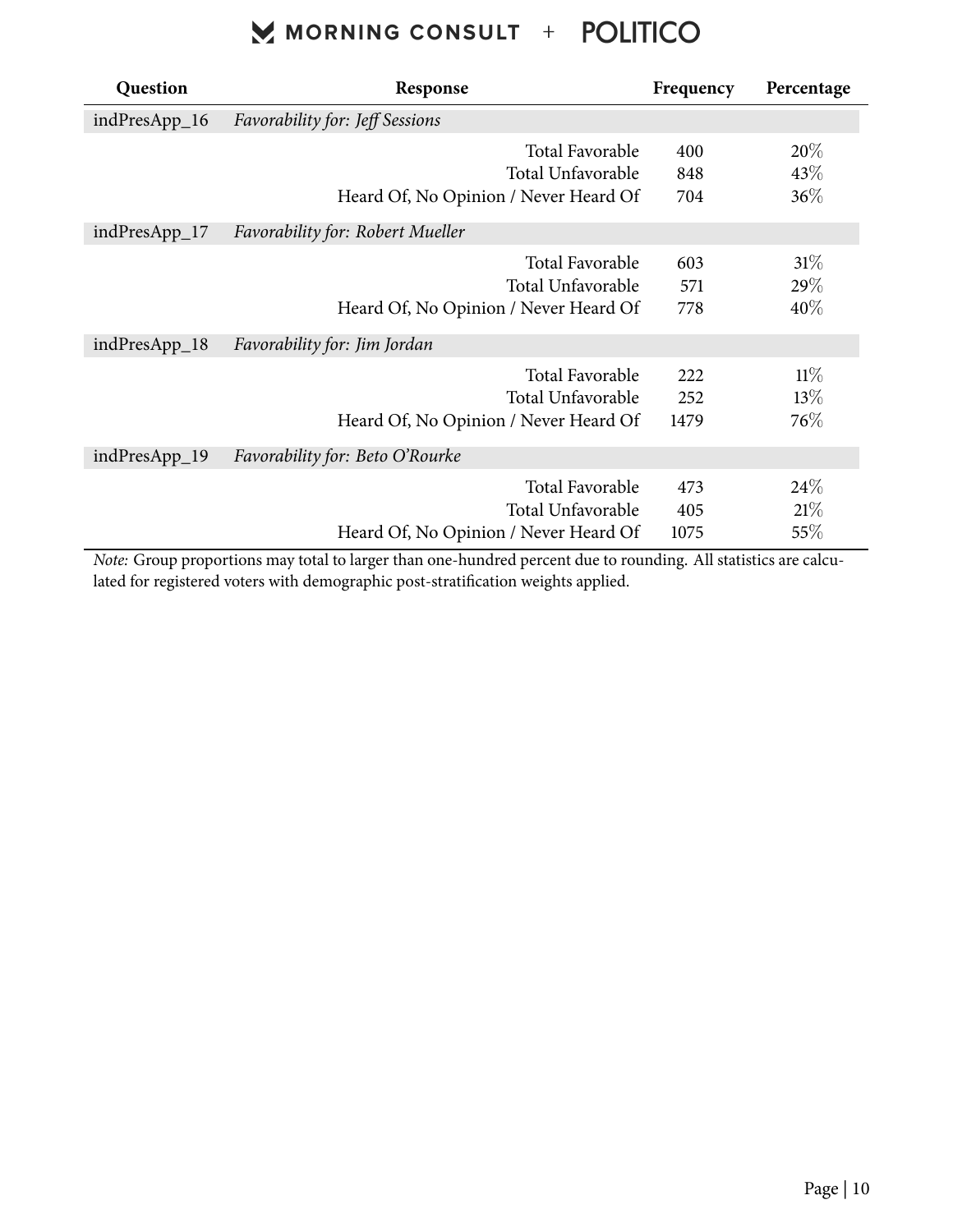| Question | Response | Frequency | Percentage |
|---|---|---|---|
| indPresApp_16 | *Favorability for: Jeff Sessions* | | |
| | Total Favorable | 400 | 20% |
| | Total Unfavorable | 848 | 43% |
| | Heard Of, No Opinion / Never Heard Of | 704 | 36% |
| indPresApp_17 | *Favorability for: Robert Mueller* | | |
| | Total Favorable | 603 | 31% |
| | Total Unfavorable | 571 | 29% |
| | Heard Of, No Opinion / Never Heard Of | 778 | 40% |
| indPresApp_18 | *Favorability for: Jim Jordan* | | |
| | Total Favorable | 222 | 11% |
| | Total Unfavorable | 252 | 13% |
| | Heard Of, No Opinion / Never Heard Of | 1479 | 76% |
| indPresApp_19 | *Favorability for: Beto O'Rourke* | | |
| | Total Favorable | 473 | 24% |
| | Total Unfavorable | 405 | 21% |
| | Heard Of, No Opinion / Never Heard Of | 1075 | 55% |

*Note:* Group proportions may total to larger than one-hundred percent due to rounding. All statistics are calculated for registered voters with demographic post-stratification weights applied.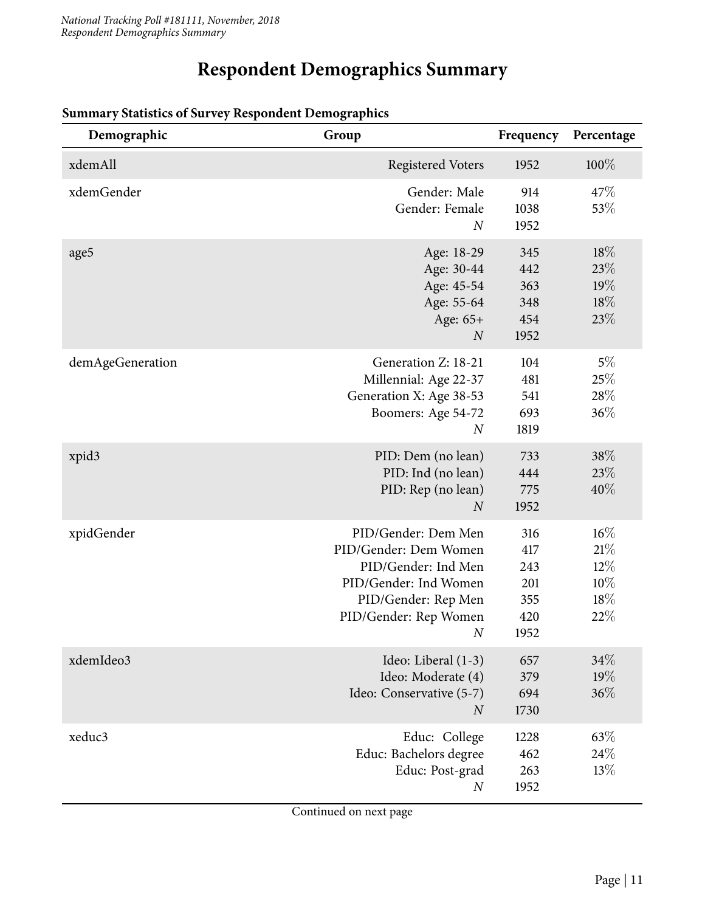# Respondent Demographics Summary

**Summary Statistics of Survey Respondent Demographics**

| Demographic | Group | Frequency | Percentage |
|---|---|---|---|
| xdemAll | Registered Voters | 1952 | 100% |
| xdemGender | Gender: Male | 914 | 47% |
| | Gender: Female | 1038 | 53% |
| | *N* | 1952 | |
| age5 | Age: 18-29 | 345 | 18% |
| | Age: 30-44 | 442 | 23% |
| | Age: 45-54 | 363 | 19% |
| | Age: 55-64 | 348 | 18% |
| | Age: 65+ | 454 | 23% |
| | *N* | 1952 | |
| demAgeGeneration | Generation Z: 18-21 | 104 | 5% |
| | Millennial: Age 22-37 | 481 | 25% |
| | Generation X: Age 38-53 | 541 | 28% |
| | Boomers: Age 54-72 | 693 | 36% |
| | *N* | 1819 | |
| xpid3 | PID: Dem (no lean) | 733 | 38% |
| | PID: Ind (no lean) | 444 | 23% |
| | PID: Rep (no lean) | 775 | 40% |
| | *N* | 1952 | |
| xpidGender | PID/Gender: Dem Men | 316 | 16% |
| | PID/Gender: Dem Women | 417 | 21% |
| | PID/Gender: Ind Men | 243 | 12% |
| | PID/Gender: Ind Women | 201 | 10% |
| | PID/Gender: Rep Men | 355 | 18% |
| | PID/Gender: Rep Women | 420 | 22% |
| | *N* | 1952 | |
| xdemIdeo3 | Ideo: Liberal (1-3) | 657 | 34% |
| | Ideo: Moderate (4) | 379 | 19% |
| | Ideo: Conservative (5-7) | 694 | 36% |
| | *N* | 1730 | |
| xeduc3 | Educ: College | 1228 | 63% |
| | Educ: Bachelors degree | 462 | 24% |
| | Educ: Post-grad | 263 | 13% |
| | *N* | 1952 | |

Continued on next page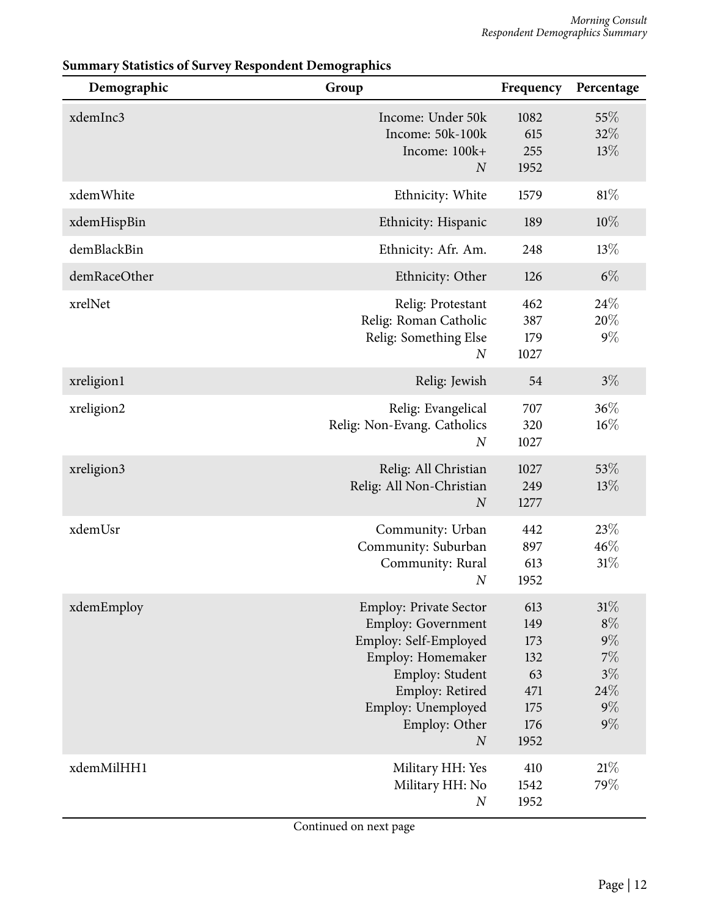**Summary Statistics of Survey Respondent Demographics**

| Demographic | Group | Frequency | Percentage |
|---|---|---|---|
| xdemInc3 | Income: Under 50k | 1082 | 55% |
| | Income: 50k-100k | 615 | 32% |
| | Income: 100k+ | 255 | 13% |
| | *N* | 1952 | |
| xdemWhite | Ethnicity: White | 1579 | 81% |
| xdemHispBin | Ethnicity: Hispanic | 189 | 10% |
| demBlackBin | Ethnicity: Afr. Am. | 248 | 13% |
| demRaceOther | Ethnicity: Other | 126 | 6% |
| xrelNet | Relig: Protestant | 462 | 24% |
| | Relig: Roman Catholic | 387 | 20% |
| | Relig: Something Else | 179 | 9% |
| | *N* | 1027 | |
| xreligion1 | Relig: Jewish | 54 | 3% |
| xreligion2 | Relig: Evangelical | 707 | 36% |
| | Relig: Non-Evang. Catholics | 320 | 16% |
| | *N* | 1027 | |
| xreligion3 | Relig: All Christian | 1027 | 53% |
| | Relig: All Non-Christian | 249 | 13% |
| | *N* | 1277 | |
| xdemUsr | Community: Urban | 442 | 23% |
| | Community: Suburban | 897 | 46% |
| | Community: Rural | 613 | 31% |
| | *N* | 1952 | |
| xdemEmploy | Employ: Private Sector | 613 | 31% |
| | Employ: Government | 149 | 8% |
| | Employ: Self-Employed | 173 | 9% |
| | Employ: Homemaker | 132 | 7% |
| | Employ: Student | 63 | 3% |
| | Employ: Retired | 471 | 24% |
| | Employ: Unemployed | 175 | 9% |
| | Employ: Other | 176 | 9% |
| | *N* | 1952 | |
| xdemMilHH1 | Military HH: Yes | 410 | 21% |
| | Military HH: No | 1542 | 79% |
| | *N* | 1952 | |

Continued on next page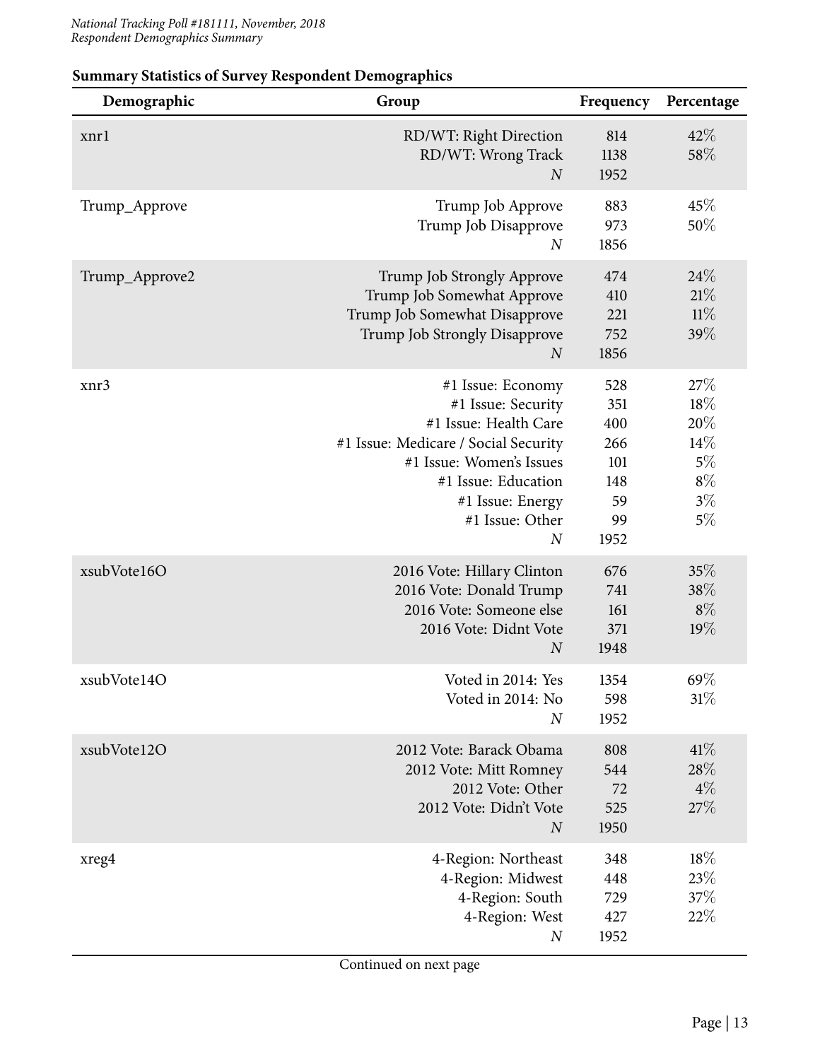**Summary Statistics of Survey Respondent Demographics**

| Demographic | Group | Frequency | Percentage |
|---|---|---|---|
| xnr1 | RD/WT: Right Direction | 814 | 42% |
| | RD/WT: Wrong Track | 1138 | 58% |
| | *N* | 1952 | |
| Trump_Approve | Trump Job Approve | 883 | 45% |
| | Trump Job Disapprove | 973 | 50% |
| | *N* | 1856 | |
| Trump_Approve2 | Trump Job Strongly Approve | 474 | 24% |
| | Trump Job Somewhat Approve | 410 | 21% |
| | Trump Job Somewhat Disapprove | 221 | 11% |
| | Trump Job Strongly Disapprove | 752 | 39% |
| | *N* | 1856 | |
| xnr3 | #1 Issue: Economy | 528 | 27% |
| | #1 Issue: Security | 351 | 18% |
| | #1 Issue: Health Care | 400 | 20% |
| | #1 Issue: Medicare / Social Security | 266 | 14% |
| | #1 Issue: Women's Issues | 101 | 5% |
| | #1 Issue: Education | 148 | 8% |
| | #1 Issue: Energy | 59 | 3% |
| | #1 Issue: Other | 99 | 5% |
| | *N* | 1952 | |
| xsubVote16O | 2016 Vote: Hillary Clinton | 676 | 35% |
| | 2016 Vote: Donald Trump | 741 | 38% |
| | 2016 Vote: Someone else | 161 | 8% |
| | 2016 Vote: Didnt Vote | 371 | 19% |
| | *N* | 1948 | |
| xsubVote14O | Voted in 2014: Yes | 1354 | 69% |
| | Voted in 2014: No | 598 | 31% |
| | *N* | 1952 | |
| xsubVote12O | 2012 Vote: Barack Obama | 808 | 41% |
| | 2012 Vote: Mitt Romney | 544 | 28% |
| | 2012 Vote: Other | 72 | 4% |
| | 2012 Vote: Didn't Vote | 525 | 27% |
| | *N* | 1950 | |
| xreg4 | 4-Region: Northeast | 348 | 18% |
| | 4-Region: Midwest | 448 | 23% |
| | 4-Region: South | 729 | 37% |
| | 4-Region: West | 427 | 22% |
| | *N* | 1952 | |

Continued on next page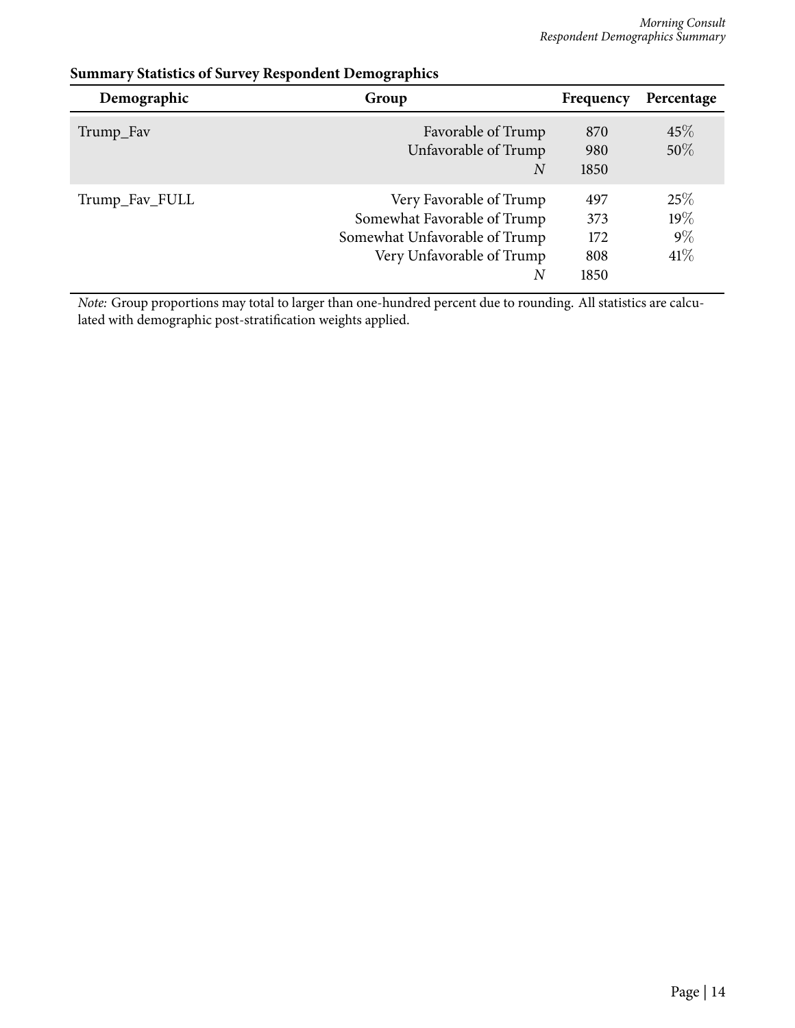**Summary Statistics of Survey Respondent Demographics**

| Demographic | Group | Frequency | Percentage |
|---|---|---|---|
| Trump_Fav | Favorable of Trump | 870 | 45% |
| | Unfavorable of Trump | 980 | 50% |
| | *N* | 1850 | |
| Trump_Fav_FULL | Very Favorable of Trump | 497 | 25% |
| | Somewhat Favorable of Trump | 373 | 19% |
| | Somewhat Unfavorable of Trump | 172 | 9% |
| | Very Unfavorable of Trump | 808 | 41% |
| | *N* | 1850 | |

*Note:* Group proportions may total to larger than one-hundred percent due to rounding. All statistics are calculated with demographic post-stratification weights applied.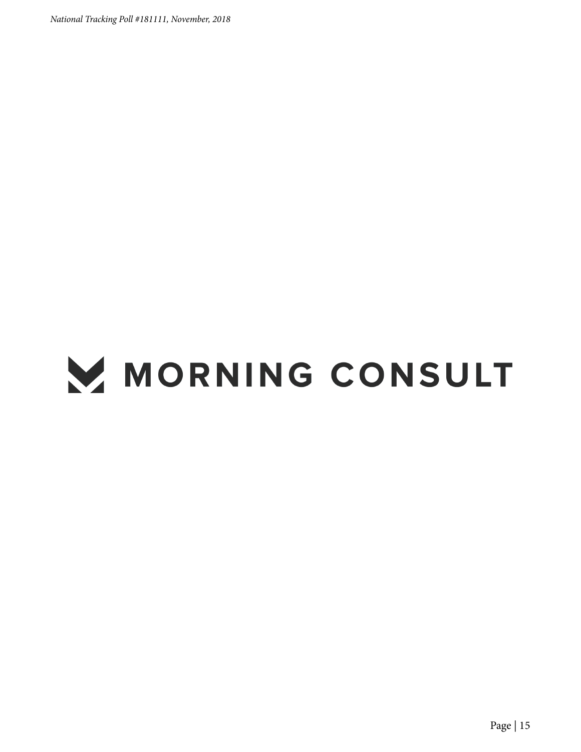MORNING CONSULT